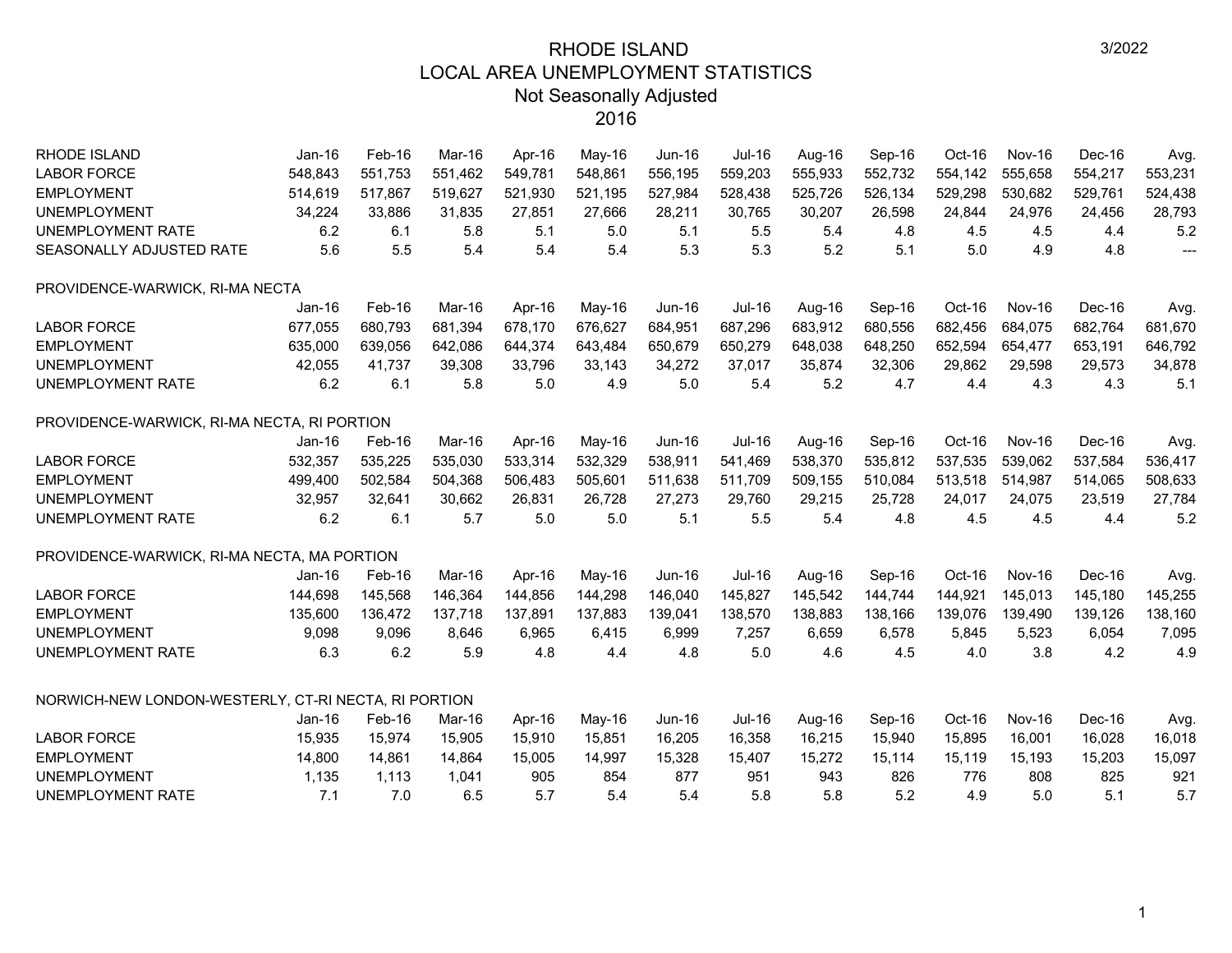# RHODE ISLAND
## LOCAL AREA UNEMPLOYMENT STATISTICS
### Not Seasonally Adjusted
### 2016

3/2022

| RHODE ISLAND | Jan-16 | Feb-16 | Mar-16 | Apr-16 | May-16 | Jun-16 | Jul-16 | Aug-16 | Sep-16 | Oct-16 | Nov-16 | Dec-16 | Avg. |
|---|---|---|---|---|---|---|---|---|---|---|---|---|---|
| LABOR FORCE | 548,843 | 551,753 | 551,462 | 549,781 | 548,861 | 556,195 | 559,203 | 555,933 | 552,732 | 554,142 | 555,658 | 554,217 | 553,231 |
| EMPLOYMENT | 514,619 | 517,867 | 519,627 | 521,930 | 521,195 | 527,984 | 528,438 | 525,726 | 526,134 | 529,298 | 530,682 | 529,761 | 524,438 |
| UNEMPLOYMENT | 34,224 | 33,886 | 31,835 | 27,851 | 27,666 | 28,211 | 30,765 | 30,207 | 26,598 | 24,844 | 24,976 | 24,456 | 28,793 |
| UNEMPLOYMENT RATE | 6.2 | 6.1 | 5.8 | 5.1 | 5.0 | 5.1 | 5.5 | 5.4 | 4.8 | 4.5 | 4.5 | 4.4 | 5.2 |
| SEASONALLY ADJUSTED RATE | 5.6 | 5.5 | 5.4 | 5.4 | 5.4 | 5.3 | 5.3 | 5.2 | 5.1 | 5.0 | 4.9 | 4.8 | --- |

PROVIDENCE-WARWICK, RI-MA NECTA

| | Jan-16 | Feb-16 | Mar-16 | Apr-16 | May-16 | Jun-16 | Jul-16 | Aug-16 | Sep-16 | Oct-16 | Nov-16 | Dec-16 | Avg. |
|---|---|---|---|---|---|---|---|---|---|---|---|---|---|
| LABOR FORCE | 677,055 | 680,793 | 681,394 | 678,170 | 676,627 | 684,951 | 687,296 | 683,912 | 680,556 | 682,456 | 684,075 | 682,764 | 681,670 |
| EMPLOYMENT | 635,000 | 639,056 | 642,086 | 644,374 | 643,484 | 650,679 | 650,279 | 648,038 | 648,250 | 652,594 | 654,477 | 653,191 | 646,792 |
| UNEMPLOYMENT | 42,055 | 41,737 | 39,308 | 33,796 | 33,143 | 34,272 | 37,017 | 35,874 | 32,306 | 29,862 | 29,598 | 29,573 | 34,878 |
| UNEMPLOYMENT RATE | 6.2 | 6.1 | 5.8 | 5.0 | 4.9 | 5.0 | 5.4 | 5.2 | 4.7 | 4.4 | 4.3 | 4.3 | 5.1 |

PROVIDENCE-WARWICK, RI-MA NECTA, RI PORTION

| | Jan-16 | Feb-16 | Mar-16 | Apr-16 | May-16 | Jun-16 | Jul-16 | Aug-16 | Sep-16 | Oct-16 | Nov-16 | Dec-16 | Avg. |
|---|---|---|---|---|---|---|---|---|---|---|---|---|---|
| LABOR FORCE | 532,357 | 535,225 | 535,030 | 533,314 | 532,329 | 538,911 | 541,469 | 538,370 | 535,812 | 537,535 | 539,062 | 537,584 | 536,417 |
| EMPLOYMENT | 499,400 | 502,584 | 504,368 | 506,483 | 505,601 | 511,638 | 511,709 | 509,155 | 510,084 | 513,518 | 514,987 | 514,065 | 508,633 |
| UNEMPLOYMENT | 32,957 | 32,641 | 30,662 | 26,831 | 26,728 | 27,273 | 29,760 | 29,215 | 25,728 | 24,017 | 24,075 | 23,519 | 27,784 |
| UNEMPLOYMENT RATE | 6.2 | 6.1 | 5.7 | 5.0 | 5.0 | 5.1 | 5.5 | 5.4 | 4.8 | 4.5 | 4.5 | 4.4 | 5.2 |

PROVIDENCE-WARWICK, RI-MA NECTA, MA PORTION

| | Jan-16 | Feb-16 | Mar-16 | Apr-16 | May-16 | Jun-16 | Jul-16 | Aug-16 | Sep-16 | Oct-16 | Nov-16 | Dec-16 | Avg. |
|---|---|---|---|---|---|---|---|---|---|---|---|---|---|
| LABOR FORCE | 144,698 | 145,568 | 146,364 | 144,856 | 144,298 | 146,040 | 145,827 | 145,542 | 144,744 | 144,921 | 145,013 | 145,180 | 145,255 |
| EMPLOYMENT | 135,600 | 136,472 | 137,718 | 137,891 | 137,883 | 139,041 | 138,570 | 138,883 | 138,166 | 139,076 | 139,490 | 139,126 | 138,160 |
| UNEMPLOYMENT | 9,098 | 9,096 | 8,646 | 6,965 | 6,415 | 6,999 | 7,257 | 6,659 | 6,578 | 5,845 | 5,523 | 6,054 | 7,095 |
| UNEMPLOYMENT RATE | 6.3 | 6.2 | 5.9 | 4.8 | 4.4 | 4.8 | 5.0 | 4.6 | 4.5 | 4.0 | 3.8 | 4.2 | 4.9 |

NORWICH-NEW LONDON-WESTERLY, CT-RI NECTA, RI PORTION

| | Jan-16 | Feb-16 | Mar-16 | Apr-16 | May-16 | Jun-16 | Jul-16 | Aug-16 | Sep-16 | Oct-16 | Nov-16 | Dec-16 | Avg. |
|---|---|---|---|---|---|---|---|---|---|---|---|---|---|
| LABOR FORCE | 15,935 | 15,974 | 15,905 | 15,910 | 15,851 | 16,205 | 16,358 | 16,215 | 15,940 | 15,895 | 16,001 | 16,028 | 16,018 |
| EMPLOYMENT | 14,800 | 14,861 | 14,864 | 15,005 | 14,997 | 15,328 | 15,407 | 15,272 | 15,114 | 15,119 | 15,193 | 15,203 | 15,097 |
| UNEMPLOYMENT | 1,135 | 1,113 | 1,041 | 905 | 854 | 877 | 951 | 943 | 826 | 776 | 808 | 825 | 921 |
| UNEMPLOYMENT RATE | 7.1 | 7.0 | 6.5 | 5.7 | 5.4 | 5.4 | 5.8 | 5.8 | 5.2 | 4.9 | 5.0 | 5.1 | 5.7 |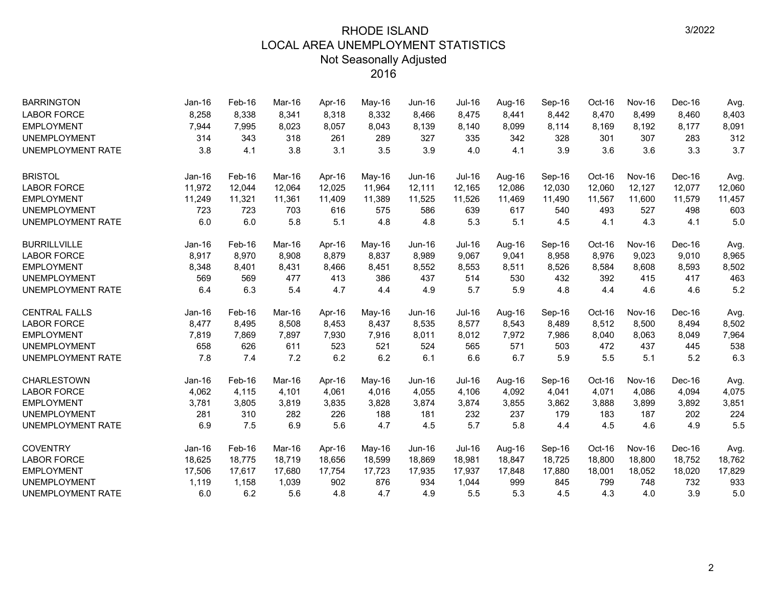# RHODE ISLAND
## LOCAL AREA UNEMPLOYMENT STATISTICS
### Not Seasonally Adjusted
### 2016

3/2022

| BARRINGTON | Jan-16 | Feb-16 | Mar-16 | Apr-16 | May-16 | Jun-16 | Jul-16 | Aug-16 | Sep-16 | Oct-16 | Nov-16 | Dec-16 | Avg. |
|---|---|---|---|---|---|---|---|---|---|---|---|---|---|
| LABOR FORCE | 8,258 | 8,338 | 8,341 | 8,318 | 8,332 | 8,466 | 8,475 | 8,441 | 8,442 | 8,470 | 8,499 | 8,460 | 8,403 |
| EMPLOYMENT | 7,944 | 7,995 | 8,023 | 8,057 | 8,043 | 8,139 | 8,140 | 8,099 | 8,114 | 8,169 | 8,192 | 8,177 | 8,091 |
| UNEMPLOYMENT | 314 | 343 | 318 | 261 | 289 | 327 | 335 | 342 | 328 | 301 | 307 | 283 | 312 |
| UNEMPLOYMENT RATE | 3.8 | 4.1 | 3.8 | 3.1 | 3.5 | 3.9 | 4.0 | 4.1 | 3.9 | 3.6 | 3.6 | 3.3 | 3.7 |

| BRISTOL | Jan-16 | Feb-16 | Mar-16 | Apr-16 | May-16 | Jun-16 | Jul-16 | Aug-16 | Sep-16 | Oct-16 | Nov-16 | Dec-16 | Avg. |
|---|---|---|---|---|---|---|---|---|---|---|---|---|---|
| LABOR FORCE | 11,972 | 12,044 | 12,064 | 12,025 | 11,964 | 12,111 | 12,165 | 12,086 | 12,030 | 12,060 | 12,127 | 12,077 | 12,060 |
| EMPLOYMENT | 11,249 | 11,321 | 11,361 | 11,409 | 11,389 | 11,525 | 11,526 | 11,469 | 11,490 | 11,567 | 11,600 | 11,579 | 11,457 |
| UNEMPLOYMENT | 723 | 723 | 703 | 616 | 575 | 586 | 639 | 617 | 540 | 493 | 527 | 498 | 603 |
| UNEMPLOYMENT RATE | 6.0 | 6.0 | 5.8 | 5.1 | 4.8 | 4.8 | 5.3 | 5.1 | 4.5 | 4.1 | 4.3 | 4.1 | 5.0 |

| BURRILLVILLE | Jan-16 | Feb-16 | Mar-16 | Apr-16 | May-16 | Jun-16 | Jul-16 | Aug-16 | Sep-16 | Oct-16 | Nov-16 | Dec-16 | Avg. |
|---|---|---|---|---|---|---|---|---|---|---|---|---|---|
| LABOR FORCE | 8,917 | 8,970 | 8,908 | 8,879 | 8,837 | 8,989 | 9,067 | 9,041 | 8,958 | 8,976 | 9,023 | 9,010 | 8,965 |
| EMPLOYMENT | 8,348 | 8,401 | 8,431 | 8,466 | 8,451 | 8,552 | 8,553 | 8,511 | 8,526 | 8,584 | 8,608 | 8,593 | 8,502 |
| UNEMPLOYMENT | 569 | 569 | 477 | 413 | 386 | 437 | 514 | 530 | 432 | 392 | 415 | 417 | 463 |
| UNEMPLOYMENT RATE | 6.4 | 6.3 | 5.4 | 4.7 | 4.4 | 4.9 | 5.7 | 5.9 | 4.8 | 4.4 | 4.6 | 4.6 | 5.2 |

| CENTRAL FALLS | Jan-16 | Feb-16 | Mar-16 | Apr-16 | May-16 | Jun-16 | Jul-16 | Aug-16 | Sep-16 | Oct-16 | Nov-16 | Dec-16 | Avg. |
|---|---|---|---|---|---|---|---|---|---|---|---|---|---|
| LABOR FORCE | 8,477 | 8,495 | 8,508 | 8,453 | 8,437 | 8,535 | 8,577 | 8,543 | 8,489 | 8,512 | 8,500 | 8,494 | 8,502 |
| EMPLOYMENT | 7,819 | 7,869 | 7,897 | 7,930 | 7,916 | 8,011 | 8,012 | 7,972 | 7,986 | 8,040 | 8,063 | 8,049 | 7,964 |
| UNEMPLOYMENT | 658 | 626 | 611 | 523 | 521 | 524 | 565 | 571 | 503 | 472 | 437 | 445 | 538 |
| UNEMPLOYMENT RATE | 7.8 | 7.4 | 7.2 | 6.2 | 6.2 | 6.1 | 6.6 | 6.7 | 5.9 | 5.5 | 5.1 | 5.2 | 6.3 |

| CHARLESTOWN | Jan-16 | Feb-16 | Mar-16 | Apr-16 | May-16 | Jun-16 | Jul-16 | Aug-16 | Sep-16 | Oct-16 | Nov-16 | Dec-16 | Avg. |
|---|---|---|---|---|---|---|---|---|---|---|---|---|---|
| LABOR FORCE | 4,062 | 4,115 | 4,101 | 4,061 | 4,016 | 4,055 | 4,106 | 4,092 | 4,041 | 4,071 | 4,086 | 4,094 | 4,075 |
| EMPLOYMENT | 3,781 | 3,805 | 3,819 | 3,835 | 3,828 | 3,874 | 3,874 | 3,855 | 3,862 | 3,888 | 3,899 | 3,892 | 3,851 |
| UNEMPLOYMENT | 281 | 310 | 282 | 226 | 188 | 181 | 232 | 237 | 179 | 183 | 187 | 202 | 224 |
| UNEMPLOYMENT RATE | 6.9 | 7.5 | 6.9 | 5.6 | 4.7 | 4.5 | 5.7 | 5.8 | 4.4 | 4.5 | 4.6 | 4.9 | 5.5 |

| COVENTRY | Jan-16 | Feb-16 | Mar-16 | Apr-16 | May-16 | Jun-16 | Jul-16 | Aug-16 | Sep-16 | Oct-16 | Nov-16 | Dec-16 | Avg. |
|---|---|---|---|---|---|---|---|---|---|---|---|---|---|
| LABOR FORCE | 18,625 | 18,775 | 18,719 | 18,656 | 18,599 | 18,869 | 18,981 | 18,847 | 18,725 | 18,800 | 18,800 | 18,752 | 18,762 |
| EMPLOYMENT | 17,506 | 17,617 | 17,680 | 17,754 | 17,723 | 17,935 | 17,937 | 17,848 | 17,880 | 18,001 | 18,052 | 18,020 | 17,829 |
| UNEMPLOYMENT | 1,119 | 1,158 | 1,039 | 902 | 876 | 934 | 1,044 | 999 | 845 | 799 | 748 | 732 | 933 |
| UNEMPLOYMENT RATE | 6.0 | 6.2 | 5.6 | 4.8 | 4.7 | 4.9 | 5.5 | 5.3 | 4.5 | 4.3 | 4.0 | 3.9 | 5.0 |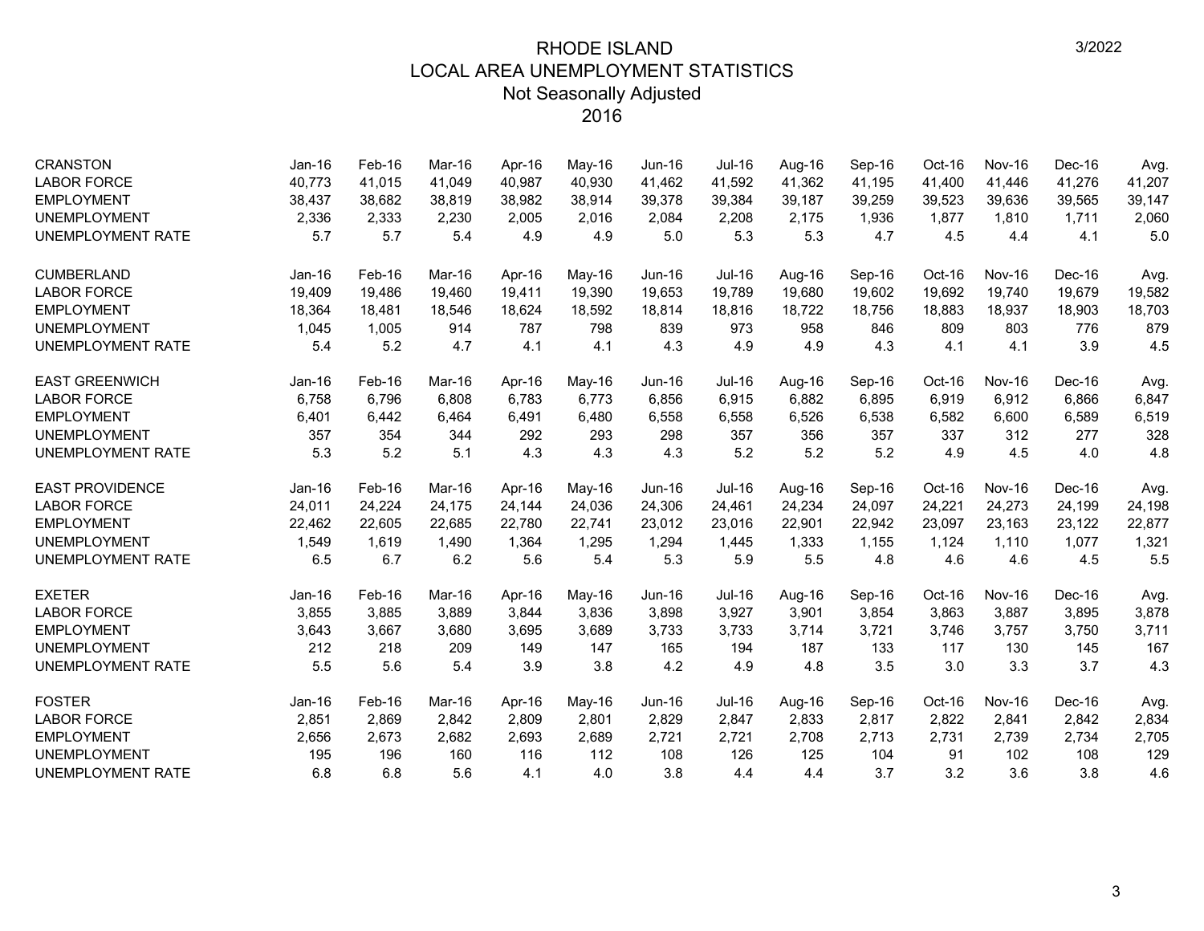# RHODE ISLAND
## LOCAL AREA UNEMPLOYMENT STATISTICS
### Not Seasonally Adjusted
### 2016

3/2022

| CRANSTON | Jan-16 | Feb-16 | Mar-16 | Apr-16 | May-16 | Jun-16 | Jul-16 | Aug-16 | Sep-16 | Oct-16 | Nov-16 | Dec-16 | Avg. |
|---|---|---|---|---|---|---|---|---|---|---|---|---|---|
| LABOR FORCE | 40,773 | 41,015 | 41,049 | 40,987 | 40,930 | 41,462 | 41,592 | 41,362 | 41,195 | 41,400 | 41,446 | 41,276 | 41,207 |
| EMPLOYMENT | 38,437 | 38,682 | 38,819 | 38,982 | 38,914 | 39,378 | 39,384 | 39,187 | 39,259 | 39,523 | 39,636 | 39,565 | 39,147 |
| UNEMPLOYMENT | 2,336 | 2,333 | 2,230 | 2,005 | 2,016 | 2,084 | 2,208 | 2,175 | 1,936 | 1,877 | 1,810 | 1,711 | 2,060 |
| UNEMPLOYMENT RATE | 5.7 | 5.7 | 5.4 | 4.9 | 4.9 | 5.0 | 5.3 | 5.3 | 4.7 | 4.5 | 4.4 | 4.1 | 5.0 |

| CUMBERLAND | Jan-16 | Feb-16 | Mar-16 | Apr-16 | May-16 | Jun-16 | Jul-16 | Aug-16 | Sep-16 | Oct-16 | Nov-16 | Dec-16 | Avg. |
|---|---|---|---|---|---|---|---|---|---|---|---|---|---|
| LABOR FORCE | 19,409 | 19,486 | 19,460 | 19,411 | 19,390 | 19,653 | 19,789 | 19,680 | 19,602 | 19,692 | 19,740 | 19,679 | 19,582 |
| EMPLOYMENT | 18,364 | 18,481 | 18,546 | 18,624 | 18,592 | 18,814 | 18,816 | 18,722 | 18,756 | 18,883 | 18,937 | 18,903 | 18,703 |
| UNEMPLOYMENT | 1,045 | 1,005 | 914 | 787 | 798 | 839 | 973 | 958 | 846 | 809 | 803 | 776 | 879 |
| UNEMPLOYMENT RATE | 5.4 | 5.2 | 4.7 | 4.1 | 4.1 | 4.3 | 4.9 | 4.9 | 4.3 | 4.1 | 4.1 | 3.9 | 4.5 |

| EAST GREENWICH | Jan-16 | Feb-16 | Mar-16 | Apr-16 | May-16 | Jun-16 | Jul-16 | Aug-16 | Sep-16 | Oct-16 | Nov-16 | Dec-16 | Avg. |
|---|---|---|---|---|---|---|---|---|---|---|---|---|---|
| LABOR FORCE | 6,758 | 6,796 | 6,808 | 6,783 | 6,773 | 6,856 | 6,915 | 6,882 | 6,895 | 6,919 | 6,912 | 6,866 | 6,847 |
| EMPLOYMENT | 6,401 | 6,442 | 6,464 | 6,491 | 6,480 | 6,558 | 6,558 | 6,526 | 6,538 | 6,582 | 6,600 | 6,589 | 6,519 |
| UNEMPLOYMENT | 357 | 354 | 344 | 292 | 293 | 298 | 357 | 356 | 357 | 337 | 312 | 277 | 328 |
| UNEMPLOYMENT RATE | 5.3 | 5.2 | 5.1 | 4.3 | 4.3 | 4.3 | 5.2 | 5.2 | 5.2 | 4.9 | 4.5 | 4.0 | 4.8 |

| EAST PROVIDENCE | Jan-16 | Feb-16 | Mar-16 | Apr-16 | May-16 | Jun-16 | Jul-16 | Aug-16 | Sep-16 | Oct-16 | Nov-16 | Dec-16 | Avg. |
|---|---|---|---|---|---|---|---|---|---|---|---|---|---|
| LABOR FORCE | 24,011 | 24,224 | 24,175 | 24,144 | 24,036 | 24,306 | 24,461 | 24,234 | 24,097 | 24,221 | 24,273 | 24,199 | 24,198 |
| EMPLOYMENT | 22,462 | 22,605 | 22,685 | 22,780 | 22,741 | 23,012 | 23,016 | 22,901 | 22,942 | 23,097 | 23,163 | 23,122 | 22,877 |
| UNEMPLOYMENT | 1,549 | 1,619 | 1,490 | 1,364 | 1,295 | 1,294 | 1,445 | 1,333 | 1,155 | 1,124 | 1,110 | 1,077 | 1,321 |
| UNEMPLOYMENT RATE | 6.5 | 6.7 | 6.2 | 5.6 | 5.4 | 5.3 | 5.9 | 5.5 | 4.8 | 4.6 | 4.6 | 4.5 | 5.5 |

| EXETER | Jan-16 | Feb-16 | Mar-16 | Apr-16 | May-16 | Jun-16 | Jul-16 | Aug-16 | Sep-16 | Oct-16 | Nov-16 | Dec-16 | Avg. |
|---|---|---|---|---|---|---|---|---|---|---|---|---|---|
| LABOR FORCE | 3,855 | 3,885 | 3,889 | 3,844 | 3,836 | 3,898 | 3,927 | 3,901 | 3,854 | 3,863 | 3,887 | 3,895 | 3,878 |
| EMPLOYMENT | 3,643 | 3,667 | 3,680 | 3,695 | 3,689 | 3,733 | 3,733 | 3,714 | 3,721 | 3,746 | 3,757 | 3,750 | 3,711 |
| UNEMPLOYMENT | 212 | 218 | 209 | 149 | 147 | 165 | 194 | 187 | 133 | 117 | 130 | 145 | 167 |
| UNEMPLOYMENT RATE | 5.5 | 5.6 | 5.4 | 3.9 | 3.8 | 4.2 | 4.9 | 4.8 | 3.5 | 3.0 | 3.3 | 3.7 | 4.3 |

| FOSTER | Jan-16 | Feb-16 | Mar-16 | Apr-16 | May-16 | Jun-16 | Jul-16 | Aug-16 | Sep-16 | Oct-16 | Nov-16 | Dec-16 | Avg. |
|---|---|---|---|---|---|---|---|---|---|---|---|---|---|
| LABOR FORCE | 2,851 | 2,869 | 2,842 | 2,809 | 2,801 | 2,829 | 2,847 | 2,833 | 2,817 | 2,822 | 2,841 | 2,842 | 2,834 |
| EMPLOYMENT | 2,656 | 2,673 | 2,682 | 2,693 | 2,689 | 2,721 | 2,721 | 2,708 | 2,713 | 2,731 | 2,739 | 2,734 | 2,705 |
| UNEMPLOYMENT | 195 | 196 | 160 | 116 | 112 | 108 | 126 | 125 | 104 | 91 | 102 | 108 | 129 |
| UNEMPLOYMENT RATE | 6.8 | 6.8 | 5.6 | 4.1 | 4.0 | 3.8 | 4.4 | 4.4 | 3.7 | 3.2 | 3.6 | 3.8 | 4.6 |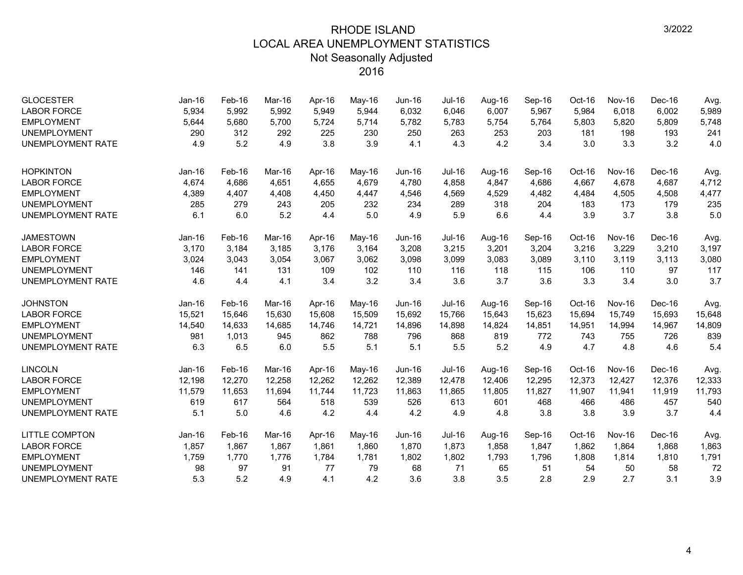# RHODE ISLAND
## LOCAL AREA UNEMPLOYMENT STATISTICS
### Not Seasonally Adjusted
### 2016

| GLOCESTER | Jan-16 | Feb-16 | Mar-16 | Apr-16 | May-16 | Jun-16 | Jul-16 | Aug-16 | Sep-16 | Oct-16 | Nov-16 | Dec-16 | Avg. |
|---|---|---|---|---|---|---|---|---|---|---|---|---|---|
| LABOR FORCE | 5,934 | 5,992 | 5,992 | 5,949 | 5,944 | 6,032 | 6,046 | 6,007 | 5,967 | 5,984 | 6,018 | 6,002 | 5,989 |
| EMPLOYMENT | 5,644 | 5,680 | 5,700 | 5,724 | 5,714 | 5,782 | 5,783 | 5,754 | 5,764 | 5,803 | 5,820 | 5,809 | 5,748 |
| UNEMPLOYMENT | 290 | 312 | 292 | 225 | 230 | 250 | 263 | 253 | 203 | 181 | 198 | 193 | 241 |
| UNEMPLOYMENT RATE | 4.9 | 5.2 | 4.9 | 3.8 | 3.9 | 4.1 | 4.3 | 4.2 | 3.4 | 3.0 | 3.3 | 3.2 | 4.0 |

| HOPKINTON | Jan-16 | Feb-16 | Mar-16 | Apr-16 | May-16 | Jun-16 | Jul-16 | Aug-16 | Sep-16 | Oct-16 | Nov-16 | Dec-16 | Avg. |
|---|---|---|---|---|---|---|---|---|---|---|---|---|---|
| LABOR FORCE | 4,674 | 4,686 | 4,651 | 4,655 | 4,679 | 4,780 | 4,858 | 4,847 | 4,686 | 4,667 | 4,678 | 4,687 | 4,712 |
| EMPLOYMENT | 4,389 | 4,407 | 4,408 | 4,450 | 4,447 | 4,546 | 4,569 | 4,529 | 4,482 | 4,484 | 4,505 | 4,508 | 4,477 |
| UNEMPLOYMENT | 285 | 279 | 243 | 205 | 232 | 234 | 289 | 318 | 204 | 183 | 173 | 179 | 235 |
| UNEMPLOYMENT RATE | 6.1 | 6.0 | 5.2 | 4.4 | 5.0 | 4.9 | 5.9 | 6.6 | 4.4 | 3.9 | 3.7 | 3.8 | 5.0 |

| JAMESTOWN | Jan-16 | Feb-16 | Mar-16 | Apr-16 | May-16 | Jun-16 | Jul-16 | Aug-16 | Sep-16 | Oct-16 | Nov-16 | Dec-16 | Avg. |
|---|---|---|---|---|---|---|---|---|---|---|---|---|---|
| LABOR FORCE | 3,170 | 3,184 | 3,185 | 3,176 | 3,164 | 3,208 | 3,215 | 3,201 | 3,204 | 3,216 | 3,229 | 3,210 | 3,197 |
| EMPLOYMENT | 3,024 | 3,043 | 3,054 | 3,067 | 3,062 | 3,098 | 3,099 | 3,083 | 3,089 | 3,110 | 3,119 | 3,113 | 3,080 |
| UNEMPLOYMENT | 146 | 141 | 131 | 109 | 102 | 110 | 116 | 118 | 115 | 106 | 110 | 97 | 117 |
| UNEMPLOYMENT RATE | 4.6 | 4.4 | 4.1 | 3.4 | 3.2 | 3.4 | 3.6 | 3.7 | 3.6 | 3.3 | 3.4 | 3.0 | 3.7 |

| JOHNSTON | Jan-16 | Feb-16 | Mar-16 | Apr-16 | May-16 | Jun-16 | Jul-16 | Aug-16 | Sep-16 | Oct-16 | Nov-16 | Dec-16 | Avg. |
|---|---|---|---|---|---|---|---|---|---|---|---|---|---|
| LABOR FORCE | 15,521 | 15,646 | 15,630 | 15,608 | 15,509 | 15,692 | 15,766 | 15,643 | 15,623 | 15,694 | 15,749 | 15,693 | 15,648 |
| EMPLOYMENT | 14,540 | 14,633 | 14,685 | 14,746 | 14,721 | 14,896 | 14,898 | 14,824 | 14,851 | 14,951 | 14,994 | 14,967 | 14,809 |
| UNEMPLOYMENT | 981 | 1,013 | 945 | 862 | 788 | 796 | 868 | 819 | 772 | 743 | 755 | 726 | 839 |
| UNEMPLOYMENT RATE | 6.3 | 6.5 | 6.0 | 5.5 | 5.1 | 5.1 | 5.5 | 5.2 | 4.9 | 4.7 | 4.8 | 4.6 | 5.4 |

| LINCOLN | Jan-16 | Feb-16 | Mar-16 | Apr-16 | May-16 | Jun-16 | Jul-16 | Aug-16 | Sep-16 | Oct-16 | Nov-16 | Dec-16 | Avg. |
|---|---|---|---|---|---|---|---|---|---|---|---|---|---|
| LABOR FORCE | 12,198 | 12,270 | 12,258 | 12,262 | 12,262 | 12,389 | 12,478 | 12,406 | 12,295 | 12,373 | 12,427 | 12,376 | 12,333 |
| EMPLOYMENT | 11,579 | 11,653 | 11,694 | 11,744 | 11,723 | 11,863 | 11,865 | 11,805 | 11,827 | 11,907 | 11,941 | 11,919 | 11,793 |
| UNEMPLOYMENT | 619 | 617 | 564 | 518 | 539 | 526 | 613 | 601 | 468 | 466 | 486 | 457 | 540 |
| UNEMPLOYMENT RATE | 5.1 | 5.0 | 4.6 | 4.2 | 4.4 | 4.2 | 4.9 | 4.8 | 3.8 | 3.8 | 3.9 | 3.7 | 4.4 |

| LITTLE COMPTON | Jan-16 | Feb-16 | Mar-16 | Apr-16 | May-16 | Jun-16 | Jul-16 | Aug-16 | Sep-16 | Oct-16 | Nov-16 | Dec-16 | Avg. |
|---|---|---|---|---|---|---|---|---|---|---|---|---|---|
| LABOR FORCE | 1,857 | 1,867 | 1,867 | 1,861 | 1,860 | 1,870 | 1,873 | 1,858 | 1,847 | 1,862 | 1,864 | 1,868 | 1,863 |
| EMPLOYMENT | 1,759 | 1,770 | 1,776 | 1,784 | 1,781 | 1,802 | 1,802 | 1,793 | 1,796 | 1,808 | 1,814 | 1,810 | 1,791 |
| UNEMPLOYMENT | 98 | 97 | 91 | 77 | 79 | 68 | 71 | 65 | 51 | 54 | 50 | 58 | 72 |
| UNEMPLOYMENT RATE | 5.3 | 5.2 | 4.9 | 4.1 | 4.2 | 3.6 | 3.8 | 3.5 | 2.8 | 2.9 | 2.7 | 3.1 | 3.9 |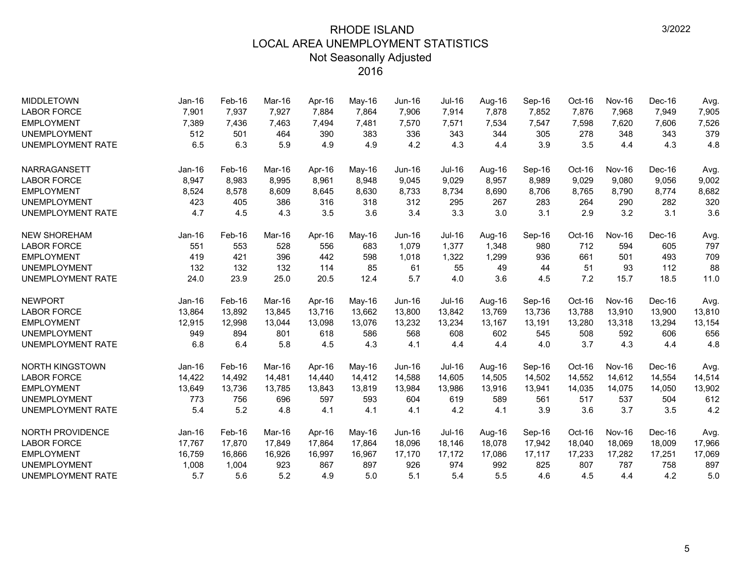# RHODE ISLAND
## LOCAL AREA UNEMPLOYMENT STATISTICS
### Not Seasonally Adjusted
### 2016

3/2022

| MIDDLETOWN | Jan-16 | Feb-16 | Mar-16 | Apr-16 | May-16 | Jun-16 | Jul-16 | Aug-16 | Sep-16 | Oct-16 | Nov-16 | Dec-16 | Avg. |
|---|---|---|---|---|---|---|---|---|---|---|---|---|---|
| LABOR FORCE | 7,901 | 7,937 | 7,927 | 7,884 | 7,864 | 7,906 | 7,914 | 7,878 | 7,852 | 7,876 | 7,968 | 7,949 | 7,905 |
| EMPLOYMENT | 7,389 | 7,436 | 7,463 | 7,494 | 7,481 | 7,570 | 7,571 | 7,534 | 7,547 | 7,598 | 7,620 | 7,606 | 7,526 |
| UNEMPLOYMENT | 512 | 501 | 464 | 390 | 383 | 336 | 343 | 344 | 305 | 278 | 348 | 343 | 379 |
| UNEMPLOYMENT RATE | 6.5 | 6.3 | 5.9 | 4.9 | 4.9 | 4.2 | 4.3 | 4.4 | 3.9 | 3.5 | 4.4 | 4.3 | 4.8 |

| NARRAGANSETT | Jan-16 | Feb-16 | Mar-16 | Apr-16 | May-16 | Jun-16 | Jul-16 | Aug-16 | Sep-16 | Oct-16 | Nov-16 | Dec-16 | Avg. |
|---|---|---|---|---|---|---|---|---|---|---|---|---|---|
| LABOR FORCE | 8,947 | 8,983 | 8,995 | 8,961 | 8,948 | 9,045 | 9,029 | 8,957 | 8,989 | 9,029 | 9,080 | 9,056 | 9,002 |
| EMPLOYMENT | 8,524 | 8,578 | 8,609 | 8,645 | 8,630 | 8,733 | 8,734 | 8,690 | 8,706 | 8,765 | 8,790 | 8,774 | 8,682 |
| UNEMPLOYMENT | 423 | 405 | 386 | 316 | 318 | 312 | 295 | 267 | 283 | 264 | 290 | 282 | 320 |
| UNEMPLOYMENT RATE | 4.7 | 4.5 | 4.3 | 3.5 | 3.6 | 3.4 | 3.3 | 3.0 | 3.1 | 2.9 | 3.2 | 3.1 | 3.6 |

| NEW SHOREHAM | Jan-16 | Feb-16 | Mar-16 | Apr-16 | May-16 | Jun-16 | Jul-16 | Aug-16 | Sep-16 | Oct-16 | Nov-16 | Dec-16 | Avg. |
|---|---|---|---|---|---|---|---|---|---|---|---|---|---|
| LABOR FORCE | 551 | 553 | 528 | 556 | 683 | 1,079 | 1,377 | 1,348 | 980 | 712 | 594 | 605 | 797 |
| EMPLOYMENT | 419 | 421 | 396 | 442 | 598 | 1,018 | 1,322 | 1,299 | 936 | 661 | 501 | 493 | 709 |
| UNEMPLOYMENT | 132 | 132 | 132 | 114 | 85 | 61 | 55 | 49 | 44 | 51 | 93 | 112 | 88 |
| UNEMPLOYMENT RATE | 24.0 | 23.9 | 25.0 | 20.5 | 12.4 | 5.7 | 4.0 | 3.6 | 4.5 | 7.2 | 15.7 | 18.5 | 11.0 |

| NEWPORT | Jan-16 | Feb-16 | Mar-16 | Apr-16 | May-16 | Jun-16 | Jul-16 | Aug-16 | Sep-16 | Oct-16 | Nov-16 | Dec-16 | Avg. |
|---|---|---|---|---|---|---|---|---|---|---|---|---|---|
| LABOR FORCE | 13,864 | 13,892 | 13,845 | 13,716 | 13,662 | 13,800 | 13,842 | 13,769 | 13,736 | 13,788 | 13,910 | 13,900 | 13,810 |
| EMPLOYMENT | 12,915 | 12,998 | 13,044 | 13,098 | 13,076 | 13,232 | 13,234 | 13,167 | 13,191 | 13,280 | 13,318 | 13,294 | 13,154 |
| UNEMPLOYMENT | 949 | 894 | 801 | 618 | 586 | 568 | 608 | 602 | 545 | 508 | 592 | 606 | 656 |
| UNEMPLOYMENT RATE | 6.8 | 6.4 | 5.8 | 4.5 | 4.3 | 4.1 | 4.4 | 4.4 | 4.0 | 3.7 | 4.3 | 4.4 | 4.8 |

| NORTH KINGSTOWN | Jan-16 | Feb-16 | Mar-16 | Apr-16 | May-16 | Jun-16 | Jul-16 | Aug-16 | Sep-16 | Oct-16 | Nov-16 | Dec-16 | Avg. |
|---|---|---|---|---|---|---|---|---|---|---|---|---|---|
| LABOR FORCE | 14,422 | 14,492 | 14,481 | 14,440 | 14,412 | 14,588 | 14,605 | 14,505 | 14,502 | 14,552 | 14,612 | 14,554 | 14,514 |
| EMPLOYMENT | 13,649 | 13,736 | 13,785 | 13,843 | 13,819 | 13,984 | 13,986 | 13,916 | 13,941 | 14,035 | 14,075 | 14,050 | 13,902 |
| UNEMPLOYMENT | 773 | 756 | 696 | 597 | 593 | 604 | 619 | 589 | 561 | 517 | 537 | 504 | 612 |
| UNEMPLOYMENT RATE | 5.4 | 5.2 | 4.8 | 4.1 | 4.1 | 4.1 | 4.2 | 4.1 | 3.9 | 3.6 | 3.7 | 3.5 | 4.2 |

| NORTH PROVIDENCE | Jan-16 | Feb-16 | Mar-16 | Apr-16 | May-16 | Jun-16 | Jul-16 | Aug-16 | Sep-16 | Oct-16 | Nov-16 | Dec-16 | Avg. |
|---|---|---|---|---|---|---|---|---|---|---|---|---|---|
| LABOR FORCE | 17,767 | 17,870 | 17,849 | 17,864 | 17,864 | 18,096 | 18,146 | 18,078 | 17,942 | 18,040 | 18,069 | 18,009 | 17,966 |
| EMPLOYMENT | 16,759 | 16,866 | 16,926 | 16,997 | 16,967 | 17,170 | 17,172 | 17,086 | 17,117 | 17,233 | 17,282 | 17,251 | 17,069 |
| UNEMPLOYMENT | 1,008 | 1,004 | 923 | 867 | 897 | 926 | 974 | 992 | 825 | 807 | 787 | 758 | 897 |
| UNEMPLOYMENT RATE | 5.7 | 5.6 | 5.2 | 4.9 | 5.0 | 5.1 | 5.4 | 5.5 | 4.6 | 4.5 | 4.4 | 4.2 | 5.0 |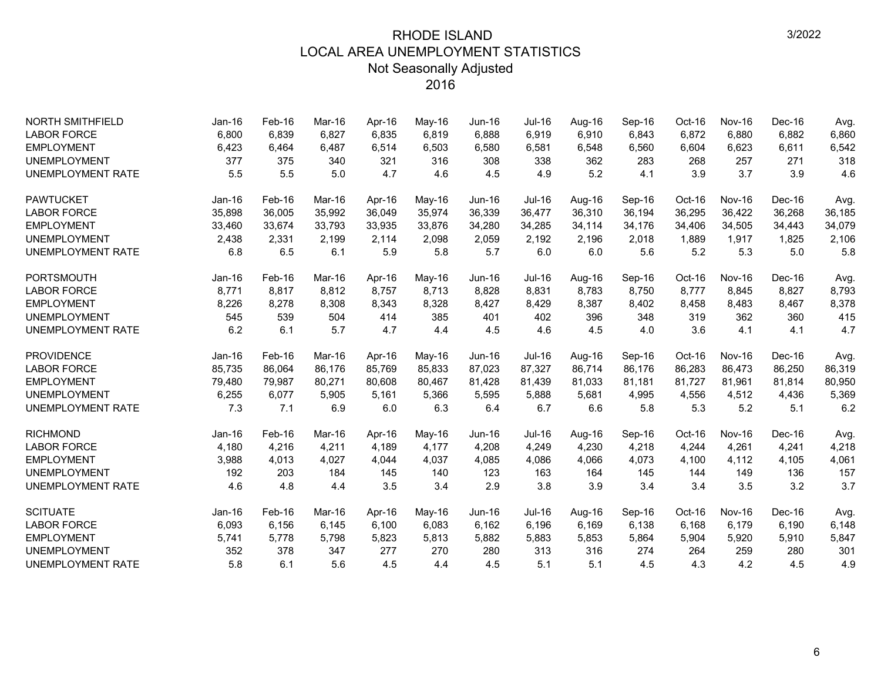# RHODE ISLAND
## LOCAL AREA UNEMPLOYMENT STATISTICS
### Not Seasonally Adjusted
### 2016

3/2022

| NORTH SMITHFIELD | Jan-16 | Feb-16 | Mar-16 | Apr-16 | May-16 | Jun-16 | Jul-16 | Aug-16 | Sep-16 | Oct-16 | Nov-16 | Dec-16 | Avg. |
|---|---|---|---|---|---|---|---|---|---|---|---|---|---|
| LABOR FORCE | 6,800 | 6,839 | 6,827 | 6,835 | 6,819 | 6,888 | 6,919 | 6,910 | 6,843 | 6,872 | 6,880 | 6,882 | 6,860 |
| EMPLOYMENT | 6,423 | 6,464 | 6,487 | 6,514 | 6,503 | 6,580 | 6,581 | 6,548 | 6,560 | 6,604 | 6,623 | 6,611 | 6,542 |
| UNEMPLOYMENT | 377 | 375 | 340 | 321 | 316 | 308 | 338 | 362 | 283 | 268 | 257 | 271 | 318 |
| UNEMPLOYMENT RATE | 5.5 | 5.5 | 5.0 | 4.7 | 4.6 | 4.5 | 4.9 | 5.2 | 4.1 | 3.9 | 3.7 | 3.9 | 4.6 |

| PAWTUCKET | Jan-16 | Feb-16 | Mar-16 | Apr-16 | May-16 | Jun-16 | Jul-16 | Aug-16 | Sep-16 | Oct-16 | Nov-16 | Dec-16 | Avg. |
|---|---|---|---|---|---|---|---|---|---|---|---|---|---|
| LABOR FORCE | 35,898 | 36,005 | 35,992 | 36,049 | 35,974 | 36,339 | 36,477 | 36,310 | 36,194 | 36,295 | 36,422 | 36,268 | 36,185 |
| EMPLOYMENT | 33,460 | 33,674 | 33,793 | 33,935 | 33,876 | 34,280 | 34,285 | 34,114 | 34,176 | 34,406 | 34,505 | 34,443 | 34,079 |
| UNEMPLOYMENT | 2,438 | 2,331 | 2,199 | 2,114 | 2,098 | 2,059 | 2,192 | 2,196 | 2,018 | 1,889 | 1,917 | 1,825 | 2,106 |
| UNEMPLOYMENT RATE | 6.8 | 6.5 | 6.1 | 5.9 | 5.8 | 5.7 | 6.0 | 6.0 | 5.6 | 5.2 | 5.3 | 5.0 | 5.8 |

| PORTSMOUTH | Jan-16 | Feb-16 | Mar-16 | Apr-16 | May-16 | Jun-16 | Jul-16 | Aug-16 | Sep-16 | Oct-16 | Nov-16 | Dec-16 | Avg. |
|---|---|---|---|---|---|---|---|---|---|---|---|---|---|
| LABOR FORCE | 8,771 | 8,817 | 8,812 | 8,757 | 8,713 | 8,828 | 8,831 | 8,783 | 8,750 | 8,777 | 8,845 | 8,827 | 8,793 |
| EMPLOYMENT | 8,226 | 8,278 | 8,308 | 8,343 | 8,328 | 8,427 | 8,429 | 8,387 | 8,402 | 8,458 | 8,483 | 8,467 | 8,378 |
| UNEMPLOYMENT | 545 | 539 | 504 | 414 | 385 | 401 | 402 | 396 | 348 | 319 | 362 | 360 | 415 |
| UNEMPLOYMENT RATE | 6.2 | 6.1 | 5.7 | 4.7 | 4.4 | 4.5 | 4.6 | 4.5 | 4.0 | 3.6 | 4.1 | 4.1 | 4.7 |

| PROVIDENCE | Jan-16 | Feb-16 | Mar-16 | Apr-16 | May-16 | Jun-16 | Jul-16 | Aug-16 | Sep-16 | Oct-16 | Nov-16 | Dec-16 | Avg. |
|---|---|---|---|---|---|---|---|---|---|---|---|---|---|
| LABOR FORCE | 85,735 | 86,064 | 86,176 | 85,769 | 85,833 | 87,023 | 87,327 | 86,714 | 86,176 | 86,283 | 86,473 | 86,250 | 86,319 |
| EMPLOYMENT | 79,480 | 79,987 | 80,271 | 80,608 | 80,467 | 81,428 | 81,439 | 81,033 | 81,181 | 81,727 | 81,961 | 81,814 | 80,950 |
| UNEMPLOYMENT | 6,255 | 6,077 | 5,905 | 5,161 | 5,366 | 5,595 | 5,888 | 5,681 | 4,995 | 4,556 | 4,512 | 4,436 | 5,369 |
| UNEMPLOYMENT RATE | 7.3 | 7.1 | 6.9 | 6.0 | 6.3 | 6.4 | 6.7 | 6.6 | 5.8 | 5.3 | 5.2 | 5.1 | 6.2 |

| RICHMOND | Jan-16 | Feb-16 | Mar-16 | Apr-16 | May-16 | Jun-16 | Jul-16 | Aug-16 | Sep-16 | Oct-16 | Nov-16 | Dec-16 | Avg. |
|---|---|---|---|---|---|---|---|---|---|---|---|---|---|
| LABOR FORCE | 4,180 | 4,216 | 4,211 | 4,189 | 4,177 | 4,208 | 4,249 | 4,230 | 4,218 | 4,244 | 4,261 | 4,241 | 4,218 |
| EMPLOYMENT | 3,988 | 4,013 | 4,027 | 4,044 | 4,037 | 4,085 | 4,086 | 4,066 | 4,073 | 4,100 | 4,112 | 4,105 | 4,061 |
| UNEMPLOYMENT | 192 | 203 | 184 | 145 | 140 | 123 | 163 | 164 | 145 | 144 | 149 | 136 | 157 |
| UNEMPLOYMENT RATE | 4.6 | 4.8 | 4.4 | 3.5 | 3.4 | 2.9 | 3.8 | 3.9 | 3.4 | 3.4 | 3.5 | 3.2 | 3.7 |

| SCITUATE | Jan-16 | Feb-16 | Mar-16 | Apr-16 | May-16 | Jun-16 | Jul-16 | Aug-16 | Sep-16 | Oct-16 | Nov-16 | Dec-16 | Avg. |
|---|---|---|---|---|---|---|---|---|---|---|---|---|---|
| LABOR FORCE | 6,093 | 6,156 | 6,145 | 6,100 | 6,083 | 6,162 | 6,196 | 6,169 | 6,138 | 6,168 | 6,179 | 6,190 | 6,148 |
| EMPLOYMENT | 5,741 | 5,778 | 5,798 | 5,823 | 5,813 | 5,882 | 5,883 | 5,853 | 5,864 | 5,904 | 5,920 | 5,910 | 5,847 |
| UNEMPLOYMENT | 352 | 378 | 347 | 277 | 270 | 280 | 313 | 316 | 274 | 264 | 259 | 280 | 301 |
| UNEMPLOYMENT RATE | 5.8 | 6.1 | 5.6 | 4.5 | 4.4 | 4.5 | 5.1 | 5.1 | 4.5 | 4.3 | 4.2 | 4.5 | 4.9 |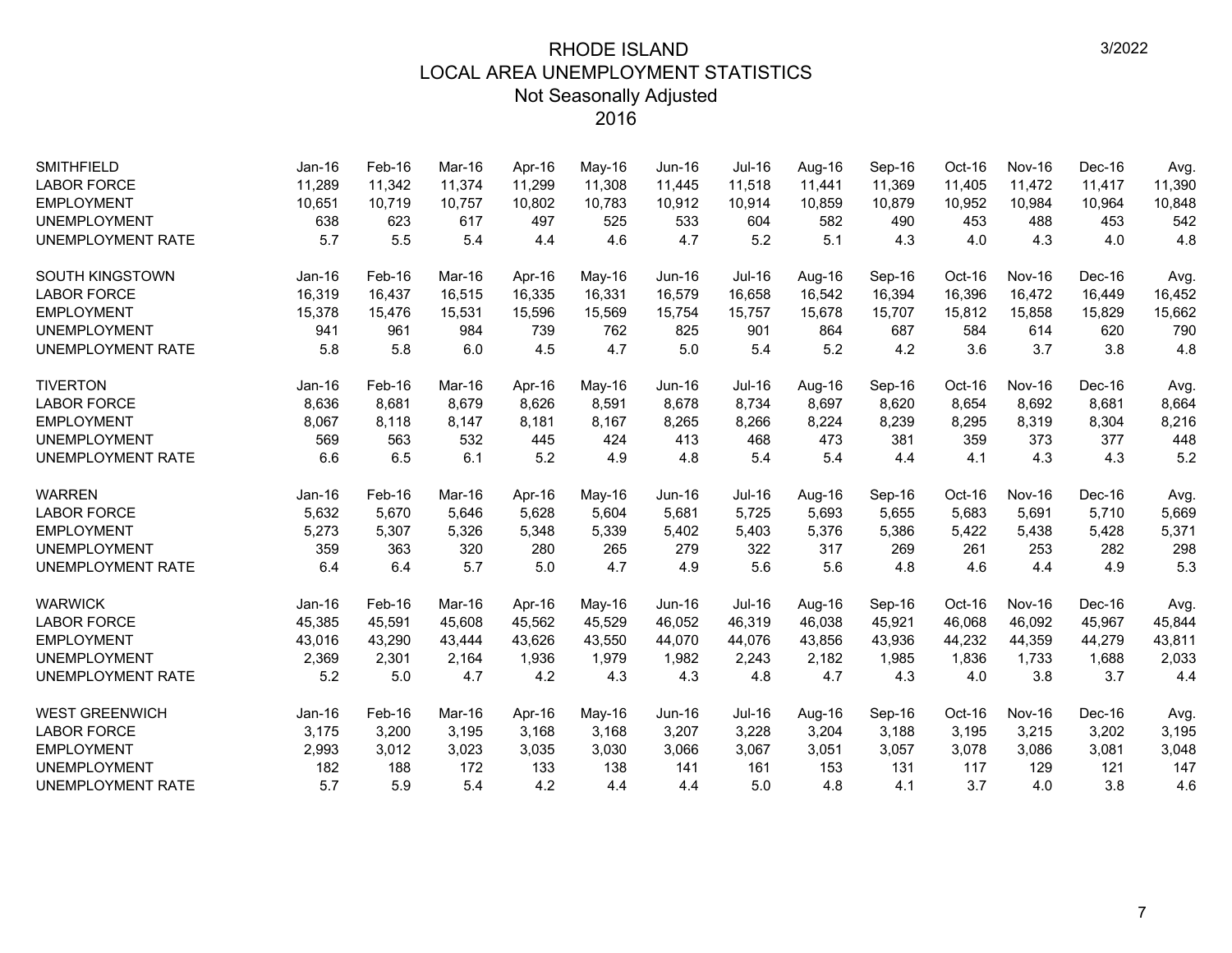# RHODE ISLAND
## LOCAL AREA UNEMPLOYMENT STATISTICS
### Not Seasonally Adjusted
### 2016

3/2022

| SMITHFIELD | Jan-16 | Feb-16 | Mar-16 | Apr-16 | May-16 | Jun-16 | Jul-16 | Aug-16 | Sep-16 | Oct-16 | Nov-16 | Dec-16 | Avg. |
|---|---|---|---|---|---|---|---|---|---|---|---|---|---|
| LABOR FORCE | 11,289 | 11,342 | 11,374 | 11,299 | 11,308 | 11,445 | 11,518 | 11,441 | 11,369 | 11,405 | 11,472 | 11,417 | 11,390 |
| EMPLOYMENT | 10,651 | 10,719 | 10,757 | 10,802 | 10,783 | 10,912 | 10,914 | 10,859 | 10,879 | 10,952 | 10,984 | 10,964 | 10,848 |
| UNEMPLOYMENT | 638 | 623 | 617 | 497 | 525 | 533 | 604 | 582 | 490 | 453 | 488 | 453 | 542 |
| UNEMPLOYMENT RATE | 5.7 | 5.5 | 5.4 | 4.4 | 4.6 | 4.7 | 5.2 | 5.1 | 4.3 | 4.0 | 4.3 | 4.0 | 4.8 |

| SOUTH KINGSTOWN | Jan-16 | Feb-16 | Mar-16 | Apr-16 | May-16 | Jun-16 | Jul-16 | Aug-16 | Sep-16 | Oct-16 | Nov-16 | Dec-16 | Avg. |
|---|---|---|---|---|---|---|---|---|---|---|---|---|---|
| LABOR FORCE | 16,319 | 16,437 | 16,515 | 16,335 | 16,331 | 16,579 | 16,658 | 16,542 | 16,394 | 16,396 | 16,472 | 16,449 | 16,452 |
| EMPLOYMENT | 15,378 | 15,476 | 15,531 | 15,596 | 15,569 | 15,754 | 15,757 | 15,678 | 15,707 | 15,812 | 15,858 | 15,829 | 15,662 |
| UNEMPLOYMENT | 941 | 961 | 984 | 739 | 762 | 825 | 901 | 864 | 687 | 584 | 614 | 620 | 790 |
| UNEMPLOYMENT RATE | 5.8 | 5.8 | 6.0 | 4.5 | 4.7 | 5.0 | 5.4 | 5.2 | 4.2 | 3.6 | 3.7 | 3.8 | 4.8 |

| TIVERTON | Jan-16 | Feb-16 | Mar-16 | Apr-16 | May-16 | Jun-16 | Jul-16 | Aug-16 | Sep-16 | Oct-16 | Nov-16 | Dec-16 | Avg. |
|---|---|---|---|---|---|---|---|---|---|---|---|---|---|
| LABOR FORCE | 8,636 | 8,681 | 8,679 | 8,626 | 8,591 | 8,678 | 8,734 | 8,697 | 8,620 | 8,654 | 8,692 | 8,681 | 8,664 |
| EMPLOYMENT | 8,067 | 8,118 | 8,147 | 8,181 | 8,167 | 8,265 | 8,266 | 8,224 | 8,239 | 8,295 | 8,319 | 8,304 | 8,216 |
| UNEMPLOYMENT | 569 | 563 | 532 | 445 | 424 | 413 | 468 | 473 | 381 | 359 | 373 | 377 | 448 |
| UNEMPLOYMENT RATE | 6.6 | 6.5 | 6.1 | 5.2 | 4.9 | 4.8 | 5.4 | 5.4 | 4.4 | 4.1 | 4.3 | 4.3 | 5.2 |

| WARREN | Jan-16 | Feb-16 | Mar-16 | Apr-16 | May-16 | Jun-16 | Jul-16 | Aug-16 | Sep-16 | Oct-16 | Nov-16 | Dec-16 | Avg. |
|---|---|---|---|---|---|---|---|---|---|---|---|---|---|
| LABOR FORCE | 5,632 | 5,670 | 5,646 | 5,628 | 5,604 | 5,681 | 5,725 | 5,693 | 5,655 | 5,683 | 5,691 | 5,710 | 5,669 |
| EMPLOYMENT | 5,273 | 5,307 | 5,326 | 5,348 | 5,339 | 5,402 | 5,403 | 5,376 | 5,386 | 5,422 | 5,438 | 5,428 | 5,371 |
| UNEMPLOYMENT | 359 | 363 | 320 | 280 | 265 | 279 | 322 | 317 | 269 | 261 | 253 | 282 | 298 |
| UNEMPLOYMENT RATE | 6.4 | 6.4 | 5.7 | 5.0 | 4.7 | 4.9 | 5.6 | 5.6 | 4.8 | 4.6 | 4.4 | 4.9 | 5.3 |

| WARWICK | Jan-16 | Feb-16 | Mar-16 | Apr-16 | May-16 | Jun-16 | Jul-16 | Aug-16 | Sep-16 | Oct-16 | Nov-16 | Dec-16 | Avg. |
|---|---|---|---|---|---|---|---|---|---|---|---|---|---|
| LABOR FORCE | 45,385 | 45,591 | 45,608 | 45,562 | 45,529 | 46,052 | 46,319 | 46,038 | 45,921 | 46,068 | 46,092 | 45,967 | 45,844 |
| EMPLOYMENT | 43,016 | 43,290 | 43,444 | 43,626 | 43,550 | 44,070 | 44,076 | 43,856 | 43,936 | 44,232 | 44,359 | 44,279 | 43,811 |
| UNEMPLOYMENT | 2,369 | 2,301 | 2,164 | 1,936 | 1,979 | 1,982 | 2,243 | 2,182 | 1,985 | 1,836 | 1,733 | 1,688 | 2,033 |
| UNEMPLOYMENT RATE | 5.2 | 5.0 | 4.7 | 4.2 | 4.3 | 4.3 | 4.8 | 4.7 | 4.3 | 4.0 | 3.8 | 3.7 | 4.4 |

| WEST GREENWICH | Jan-16 | Feb-16 | Mar-16 | Apr-16 | May-16 | Jun-16 | Jul-16 | Aug-16 | Sep-16 | Oct-16 | Nov-16 | Dec-16 | Avg. |
|---|---|---|---|---|---|---|---|---|---|---|---|---|---|
| LABOR FORCE | 3,175 | 3,200 | 3,195 | 3,168 | 3,168 | 3,207 | 3,228 | 3,204 | 3,188 | 3,195 | 3,215 | 3,202 | 3,195 |
| EMPLOYMENT | 2,993 | 3,012 | 3,023 | 3,035 | 3,030 | 3,066 | 3,067 | 3,051 | 3,057 | 3,078 | 3,086 | 3,081 | 3,048 |
| UNEMPLOYMENT | 182 | 188 | 172 | 133 | 138 | 141 | 161 | 153 | 131 | 117 | 129 | 121 | 147 |
| UNEMPLOYMENT RATE | 5.7 | 5.9 | 5.4 | 4.2 | 4.4 | 4.4 | 5.0 | 4.8 | 4.1 | 3.7 | 4.0 | 3.8 | 4.6 |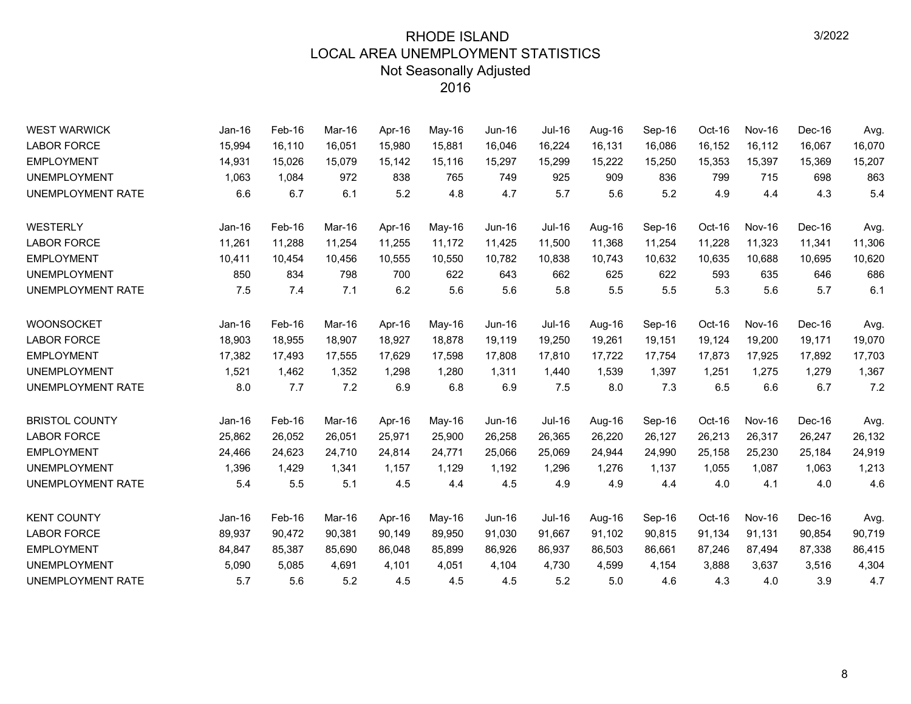# RHODE ISLAND
## LOCAL AREA UNEMPLOYMENT STATISTICS
### Not Seasonally Adjusted
### 2016

3/2022

| WEST WARWICK | Jan-16 | Feb-16 | Mar-16 | Apr-16 | May-16 | Jun-16 | Jul-16 | Aug-16 | Sep-16 | Oct-16 | Nov-16 | Dec-16 | Avg. |
|---|---|---|---|---|---|---|---|---|---|---|---|---|---|
| LABOR FORCE | 15,994 | 16,110 | 16,051 | 15,980 | 15,881 | 16,046 | 16,224 | 16,131 | 16,086 | 16,152 | 16,112 | 16,067 | 16,070 |
| EMPLOYMENT | 14,931 | 15,026 | 15,079 | 15,142 | 15,116 | 15,297 | 15,299 | 15,222 | 15,250 | 15,353 | 15,397 | 15,369 | 15,207 |
| UNEMPLOYMENT | 1,063 | 1,084 | 972 | 838 | 765 | 749 | 925 | 909 | 836 | 799 | 715 | 698 | 863 |
| UNEMPLOYMENT RATE | 6.6 | 6.7 | 6.1 | 5.2 | 4.8 | 4.7 | 5.7 | 5.6 | 5.2 | 4.9 | 4.4 | 4.3 | 5.4 |

| WESTERLY | Jan-16 | Feb-16 | Mar-16 | Apr-16 | May-16 | Jun-16 | Jul-16 | Aug-16 | Sep-16 | Oct-16 | Nov-16 | Dec-16 | Avg. |
|---|---|---|---|---|---|---|---|---|---|---|---|---|---|
| LABOR FORCE | 11,261 | 11,288 | 11,254 | 11,255 | 11,172 | 11,425 | 11,500 | 11,368 | 11,254 | 11,228 | 11,323 | 11,341 | 11,306 |
| EMPLOYMENT | 10,411 | 10,454 | 10,456 | 10,555 | 10,550 | 10,782 | 10,838 | 10,743 | 10,632 | 10,635 | 10,688 | 10,695 | 10,620 |
| UNEMPLOYMENT | 850 | 834 | 798 | 700 | 622 | 643 | 662 | 625 | 622 | 593 | 635 | 646 | 686 |
| UNEMPLOYMENT RATE | 7.5 | 7.4 | 7.1 | 6.2 | 5.6 | 5.6 | 5.8 | 5.5 | 5.5 | 5.3 | 5.6 | 5.7 | 6.1 |

| WOONSOCKET | Jan-16 | Feb-16 | Mar-16 | Apr-16 | May-16 | Jun-16 | Jul-16 | Aug-16 | Sep-16 | Oct-16 | Nov-16 | Dec-16 | Avg. |
|---|---|---|---|---|---|---|---|---|---|---|---|---|---|
| LABOR FORCE | 18,903 | 18,955 | 18,907 | 18,927 | 18,878 | 19,119 | 19,250 | 19,261 | 19,151 | 19,124 | 19,200 | 19,171 | 19,070 |
| EMPLOYMENT | 17,382 | 17,493 | 17,555 | 17,629 | 17,598 | 17,808 | 17,810 | 17,722 | 17,754 | 17,873 | 17,925 | 17,892 | 17,703 |
| UNEMPLOYMENT | 1,521 | 1,462 | 1,352 | 1,298 | 1,280 | 1,311 | 1,440 | 1,539 | 1,397 | 1,251 | 1,275 | 1,279 | 1,367 |
| UNEMPLOYMENT RATE | 8.0 | 7.7 | 7.2 | 6.9 | 6.8 | 6.9 | 7.5 | 8.0 | 7.3 | 6.5 | 6.6 | 6.7 | 7.2 |

| BRISTOL COUNTY | Jan-16 | Feb-16 | Mar-16 | Apr-16 | May-16 | Jun-16 | Jul-16 | Aug-16 | Sep-16 | Oct-16 | Nov-16 | Dec-16 | Avg. |
|---|---|---|---|---|---|---|---|---|---|---|---|---|---|
| LABOR FORCE | 25,862 | 26,052 | 26,051 | 25,971 | 25,900 | 26,258 | 26,365 | 26,220 | 26,127 | 26,213 | 26,317 | 26,247 | 26,132 |
| EMPLOYMENT | 24,466 | 24,623 | 24,710 | 24,814 | 24,771 | 25,066 | 25,069 | 24,944 | 24,990 | 25,158 | 25,230 | 25,184 | 24,919 |
| UNEMPLOYMENT | 1,396 | 1,429 | 1,341 | 1,157 | 1,129 | 1,192 | 1,296 | 1,276 | 1,137 | 1,055 | 1,087 | 1,063 | 1,213 |
| UNEMPLOYMENT RATE | 5.4 | 5.5 | 5.1 | 4.5 | 4.4 | 4.5 | 4.9 | 4.9 | 4.4 | 4.0 | 4.1 | 4.0 | 4.6 |

| KENT COUNTY | Jan-16 | Feb-16 | Mar-16 | Apr-16 | May-16 | Jun-16 | Jul-16 | Aug-16 | Sep-16 | Oct-16 | Nov-16 | Dec-16 | Avg. |
|---|---|---|---|---|---|---|---|---|---|---|---|---|---|
| LABOR FORCE | 89,937 | 90,472 | 90,381 | 90,149 | 89,950 | 91,030 | 91,667 | 91,102 | 90,815 | 91,134 | 91,131 | 90,854 | 90,719 |
| EMPLOYMENT | 84,847 | 85,387 | 85,690 | 86,048 | 85,899 | 86,926 | 86,937 | 86,503 | 86,661 | 87,246 | 87,494 | 87,338 | 86,415 |
| UNEMPLOYMENT | 5,090 | 5,085 | 4,691 | 4,101 | 4,051 | 4,104 | 4,730 | 4,599 | 4,154 | 3,888 | 3,637 | 3,516 | 4,304 |
| UNEMPLOYMENT RATE | 5.7 | 5.6 | 5.2 | 4.5 | 4.5 | 4.5 | 5.2 | 5.0 | 4.6 | 4.3 | 4.0 | 3.9 | 4.7 |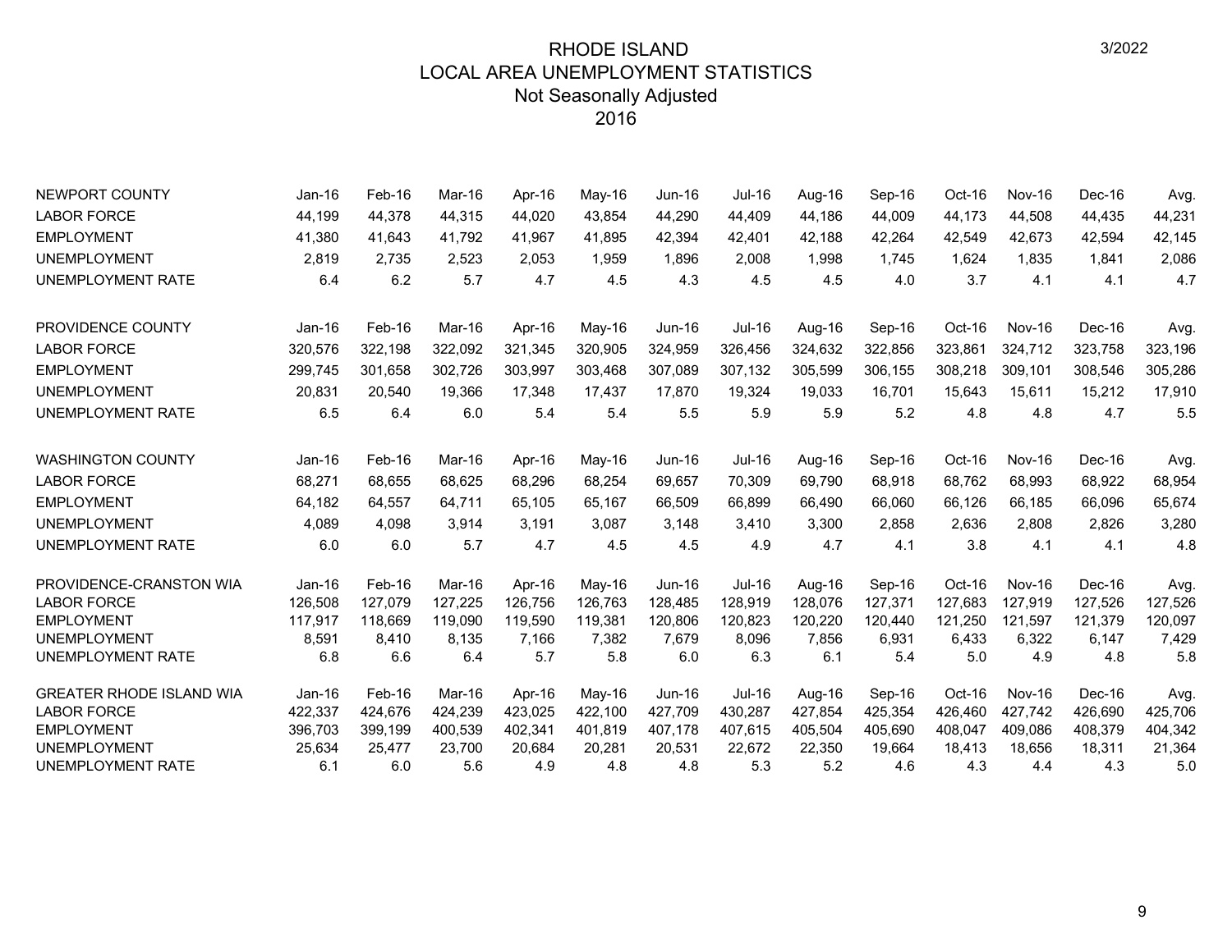# RHODE ISLAND
## LOCAL AREA UNEMPLOYMENT STATISTICS
### Not Seasonally Adjusted
### 2016

3/2022

| NEWPORT COUNTY | Jan-16 | Feb-16 | Mar-16 | Apr-16 | May-16 | Jun-16 | Jul-16 | Aug-16 | Sep-16 | Oct-16 | Nov-16 | Dec-16 | Avg. |
|---|---|---|---|---|---|---|---|---|---|---|---|---|---|
| LABOR FORCE | 44,199 | 44,378 | 44,315 | 44,020 | 43,854 | 44,290 | 44,409 | 44,186 | 44,009 | 44,173 | 44,508 | 44,435 | 44,231 |
| EMPLOYMENT | 41,380 | 41,643 | 41,792 | 41,967 | 41,895 | 42,394 | 42,401 | 42,188 | 42,264 | 42,549 | 42,673 | 42,594 | 42,145 |
| UNEMPLOYMENT | 2,819 | 2,735 | 2,523 | 2,053 | 1,959 | 1,896 | 2,008 | 1,998 | 1,745 | 1,624 | 1,835 | 1,841 | 2,086 |
| UNEMPLOYMENT RATE | 6.4 | 6.2 | 5.7 | 4.7 | 4.5 | 4.3 | 4.5 | 4.5 | 4.0 | 3.7 | 4.1 | 4.1 | 4.7 |

| PROVIDENCE COUNTY | Jan-16 | Feb-16 | Mar-16 | Apr-16 | May-16 | Jun-16 | Jul-16 | Aug-16 | Sep-16 | Oct-16 | Nov-16 | Dec-16 | Avg. |
|---|---|---|---|---|---|---|---|---|---|---|---|---|---|
| LABOR FORCE | 320,576 | 322,198 | 322,092 | 321,345 | 320,905 | 324,959 | 326,456 | 324,632 | 322,856 | 323,861 | 324,712 | 323,758 | 323,196 |
| EMPLOYMENT | 299,745 | 301,658 | 302,726 | 303,997 | 303,468 | 307,089 | 307,132 | 305,599 | 306,155 | 308,218 | 309,101 | 308,546 | 305,286 |
| UNEMPLOYMENT | 20,831 | 20,540 | 19,366 | 17,348 | 17,437 | 17,870 | 19,324 | 19,033 | 16,701 | 15,643 | 15,611 | 15,212 | 17,910 |
| UNEMPLOYMENT RATE | 6.5 | 6.4 | 6.0 | 5.4 | 5.4 | 5.5 | 5.9 | 5.9 | 5.2 | 4.8 | 4.8 | 4.7 | 5.5 |

| WASHINGTON COUNTY | Jan-16 | Feb-16 | Mar-16 | Apr-16 | May-16 | Jun-16 | Jul-16 | Aug-16 | Sep-16 | Oct-16 | Nov-16 | Dec-16 | Avg. |
|---|---|---|---|---|---|---|---|---|---|---|---|---|---|
| LABOR FORCE | 68,271 | 68,655 | 68,625 | 68,296 | 68,254 | 69,657 | 70,309 | 69,790 | 68,918 | 68,762 | 68,993 | 68,922 | 68,954 |
| EMPLOYMENT | 64,182 | 64,557 | 64,711 | 65,105 | 65,167 | 66,509 | 66,899 | 66,490 | 66,060 | 66,126 | 66,185 | 66,096 | 65,674 |
| UNEMPLOYMENT | 4,089 | 4,098 | 3,914 | 3,191 | 3,087 | 3,148 | 3,410 | 3,300 | 2,858 | 2,636 | 2,808 | 2,826 | 3,280 |
| UNEMPLOYMENT RATE | 6.0 | 6.0 | 5.7 | 4.7 | 4.5 | 4.5 | 4.9 | 4.7 | 4.1 | 3.8 | 4.1 | 4.1 | 4.8 |

| PROVIDENCE-CRANSTON WIA | Jan-16 | Feb-16 | Mar-16 | Apr-16 | May-16 | Jun-16 | Jul-16 | Aug-16 | Sep-16 | Oct-16 | Nov-16 | Dec-16 | Avg. |
|---|---|---|---|---|---|---|---|---|---|---|---|---|---|
| LABOR FORCE | 126,508 | 127,079 | 127,225 | 126,756 | 126,763 | 128,485 | 128,919 | 128,076 | 127,371 | 127,683 | 127,919 | 127,526 | 127,526 |
| EMPLOYMENT | 117,917 | 118,669 | 119,090 | 119,590 | 119,381 | 120,806 | 120,823 | 120,220 | 120,440 | 121,250 | 121,597 | 121,379 | 120,097 |
| UNEMPLOYMENT | 8,591 | 8,410 | 8,135 | 7,166 | 7,382 | 7,679 | 8,096 | 7,856 | 6,931 | 6,433 | 6,322 | 6,147 | 7,429 |
| UNEMPLOYMENT RATE | 6.8 | 6.6 | 6.4 | 5.7 | 5.8 | 6.0 | 6.3 | 6.1 | 5.4 | 5.0 | 4.9 | 4.8 | 5.8 |

| GREATER RHODE ISLAND WIA | Jan-16 | Feb-16 | Mar-16 | Apr-16 | May-16 | Jun-16 | Jul-16 | Aug-16 | Sep-16 | Oct-16 | Nov-16 | Dec-16 | Avg. |
|---|---|---|---|---|---|---|---|---|---|---|---|---|---|
| LABOR FORCE | 422,337 | 424,676 | 424,239 | 423,025 | 422,100 | 427,709 | 430,287 | 427,854 | 425,354 | 426,460 | 427,742 | 426,690 | 425,706 |
| EMPLOYMENT | 396,703 | 399,199 | 400,539 | 402,341 | 401,819 | 407,178 | 407,615 | 405,504 | 405,690 | 408,047 | 409,086 | 408,379 | 404,342 |
| UNEMPLOYMENT | 25,634 | 25,477 | 23,700 | 20,684 | 20,281 | 20,531 | 22,672 | 22,350 | 19,664 | 18,413 | 18,656 | 18,311 | 21,364 |
| UNEMPLOYMENT RATE | 6.1 | 6.0 | 5.6 | 4.9 | 4.8 | 4.8 | 5.3 | 5.2 | 4.6 | 4.3 | 4.4 | 4.3 | 5.0 |